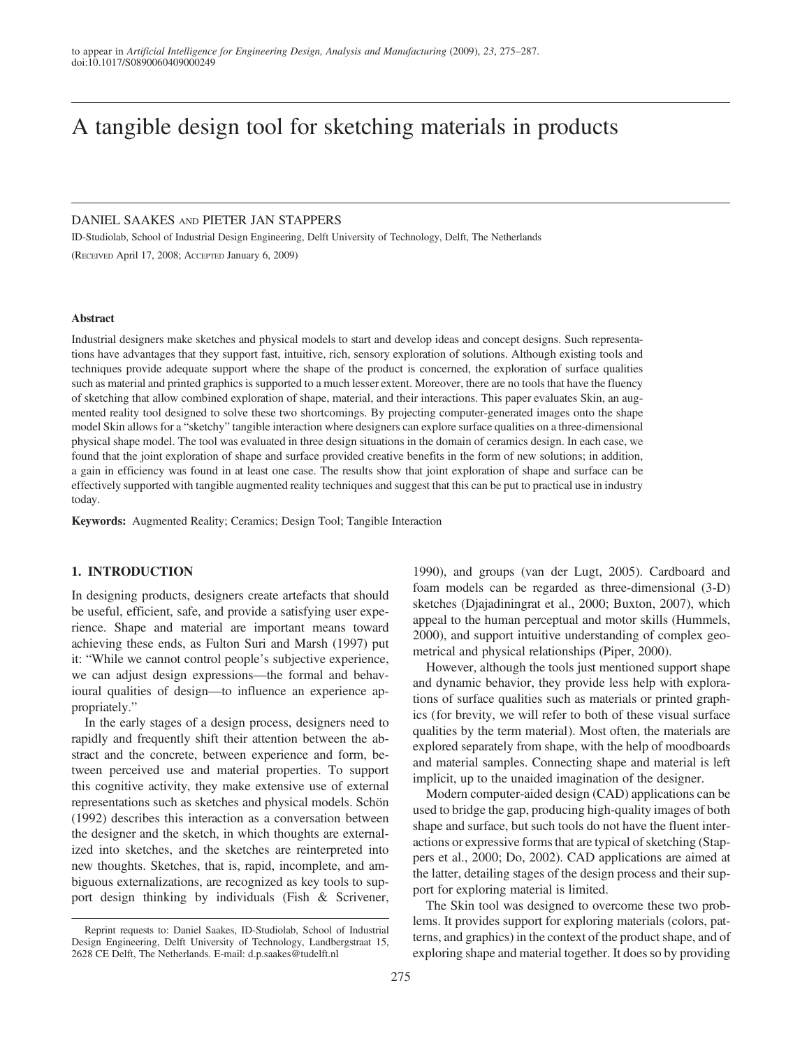to appear in *Artificial Intelligence for Engineering Design, Analysis and Manufacturing* (2009), *23*, 275–287.
doi:10.1017/S0890060409000249

# A tangible design tool for sketching materials in products

DANIEL SAAKES AND PIETER JAN STAPPERS

ID-Studiolab, School of Industrial Design Engineering, Delft University of Technology, Delft, The Netherlands

(RECEIVED April 17, 2008; ACCEPTED January 6, 2009)

### Abstract

Industrial designers make sketches and physical models to start and develop ideas and concept designs. Such representations have advantages that they support fast, intuitive, rich, sensory exploration of solutions. Although existing tools and techniques provide adequate support where the shape of the product is concerned, the exploration of surface qualities such as material and printed graphics is supported to a much lesser extent. Moreover, there are no tools that have the fluency of sketching that allow combined exploration of shape, material, and their interactions. This paper evaluates Skin, an augmented reality tool designed to solve these two shortcomings. By projecting computer-generated images onto the shape model Skin allows for a "sketchy" tangible interaction where designers can explore surface qualities on a three-dimensional physical shape model. The tool was evaluated in three design situations in the domain of ceramics design. In each case, we found that the joint exploration of shape and surface provided creative benefits in the form of new solutions; in addition, a gain in efficiency was found in at least one case. The results show that joint exploration of shape and surface can be effectively supported with tangible augmented reality techniques and suggest that this can be put to practical use in industry today.

**Keywords:** Augmented Reality; Ceramics; Design Tool; Tangible Interaction

## 1. INTRODUCTION

In designing products, designers create artefacts that should be useful, efficient, safe, and provide a satisfying user experience. Shape and material are important means toward achieving these ends, as Fulton Suri and Marsh (1997) put it: "While we cannot control people's subjective experience, we can adjust design expressions—the formal and behavioural qualities of design—to influence an experience appropriately."

In the early stages of a design process, designers need to rapidly and frequently shift their attention between the abstract and the concrete, between experience and form, between perceived use and material properties. To support this cognitive activity, they make extensive use of external representations such as sketches and physical models. Schön (1992) describes this interaction as a conversation between the designer and the sketch, in which thoughts are externalized into sketches, and the sketches are reinterpreted into new thoughts. Sketches, that is, rapid, incomplete, and ambiguous externalizations, are recognized as key tools to support design thinking by individuals (Fish & Scrivener, 1990), and groups (van der Lugt, 2005). Cardboard and foam models can be regarded as three-dimensional (3-D) sketches (Djajadiningrat et al., 2000; Buxton, 2007), which appeal to the human perceptual and motor skills (Hummels, 2000), and support intuitive understanding of complex geometrical and physical relationships (Piper, 2000).

However, although the tools just mentioned support shape and dynamic behavior, they provide less help with explorations of surface qualities such as materials or printed graphics (for brevity, we will refer to both of these visual surface qualities by the term material). Most often, the materials are explored separately from shape, with the help of moodboards and material samples. Connecting shape and material is left implicit, up to the unaided imagination of the designer.

Modern computer-aided design (CAD) applications can be used to bridge the gap, producing high-quality images of both shape and surface, but such tools do not have the fluent interactions or expressive forms that are typical of sketching (Stappers et al., 2000; Do, 2002). CAD applications are aimed at the latter, detailing stages of the design process and their support for exploring material is limited.

The Skin tool was designed to overcome these two problems. It provides support for exploring materials (colors, patterns, and graphics) in the context of the product shape, and of exploring shape and material together. It does so by providing

Reprint requests to: Daniel Saakes, ID-Studiolab, School of Industrial Design Engineering, Delft University of Technology, Landbergstraat 15, 2628 CE Delft, The Netherlands. E-mail: d.p.saakes@tudelft.nl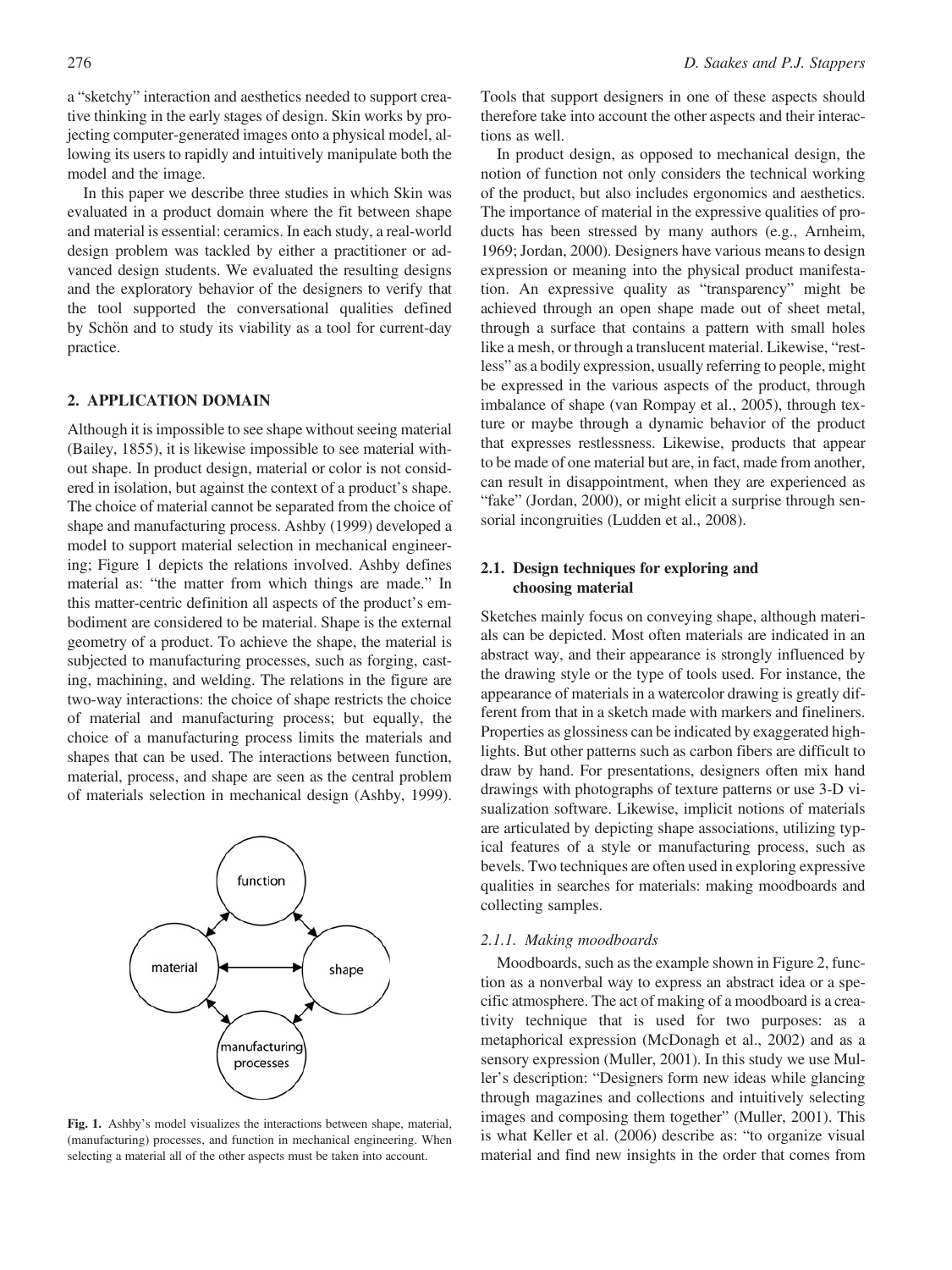a "sketchy" interaction and aesthetics needed to support creative thinking in the early stages of design. Skin works by projecting computer-generated images onto a physical model, allowing its users to rapidly and intuitively manipulate both the model and the image.

In this paper we describe three studies in which Skin was evaluated in a product domain where the fit between shape and material is essential: ceramics. In each study, a real-world design problem was tackled by either a practitioner or advanced design students. We evaluated the resulting designs and the exploratory behavior of the designers to verify that the tool supported the conversational qualities defined by Schön and to study its viability as a tool for current-day practice.

## 2. APPLICATION DOMAIN

Although it is impossible to see shape without seeing material (Bailey, 1855), it is likewise impossible to see material without shape. In product design, material or color is not considered in isolation, but against the context of a product's shape. The choice of material cannot be separated from the choice of shape and manufacturing process. Ashby (1999) developed a model to support material selection in mechanical engineering; Figure 1 depicts the relations involved. Ashby defines material as: "the matter from which things are made." In this matter-centric definition all aspects of the product's embodiment are considered to be material. Shape is the external geometry of a product. To achieve the shape, the material is subjected to manufacturing processes, such as forging, casting, machining, and welding. The relations in the figure are two-way interactions: the choice of shape restricts the choice of material and manufacturing process; but equally, the choice of a manufacturing process limits the materials and shapes that can be used. The interactions between function, material, process, and shape are seen as the central problem of materials selection in mechanical design (Ashby, 1999).

**Fig. 1.** Ashby's model visualizes the interactions between shape, material, (manufacturing) processes, and function in mechanical engineering. When selecting a material all of the other aspects must be taken into account.

Tools that support designers in one of these aspects should therefore take into account the other aspects and their interactions as well.

In product design, as opposed to mechanical design, the notion of function not only considers the technical working of the product, but also includes ergonomics and aesthetics. The importance of material in the expressive qualities of products has been stressed by many authors (e.g., Arnheim, 1969; Jordan, 2000). Designers have various means to design expression or meaning into the physical product manifestation. An expressive quality as "transparency" might be achieved through an open shape made out of sheet metal, through a surface that contains a pattern with small holes like a mesh, or through a translucent material. Likewise, "restless" as a bodily expression, usually referring to people, might be expressed in the various aspects of the product, through imbalance of shape (van Rompay et al., 2005), through texture or maybe through a dynamic behavior of the product that expresses restlessness. Likewise, products that appear to be made of one material but are, in fact, made from another, can result in disappointment, when they are experienced as "fake" (Jordan, 2000), or might elicit a surprise through sensorial incongruities (Ludden et al., 2008).

### 2.1. Design techniques for exploring and choosing material

Sketches mainly focus on conveying shape, although materials can be depicted. Most often materials are indicated in an abstract way, and their appearance is strongly influenced by the drawing style or the type of tools used. For instance, the appearance of materials in a watercolor drawing is greatly different from that in a sketch made with markers and fineliners. Properties as glossiness can be indicated by exaggerated highlights. But other patterns such as carbon fibers are difficult to draw by hand. For presentations, designers often mix hand drawings with photographs of texture patterns or use 3-D visualization software. Likewise, implicit notions of materials are articulated by depicting shape associations, utilizing typical features of a style or manufacturing process, such as bevels. Two techniques are often used in exploring expressive qualities in searches for materials: making moodboards and collecting samples.

#### *2.1.1. Making moodboards*

Moodboards, such as the example shown in Figure 2, function as a nonverbal way to express an abstract idea or a specific atmosphere. The act of making of a moodboard is a creativity technique that is used for two purposes: as a metaphorical expression (McDonagh et al., 2002) and as a sensory expression (Muller, 2001). In this study we use Muller's description: "Designers form new ideas while glancing through magazines and collections and intuitively selecting images and composing them together" (Muller, 2001). This is what Keller et al. (2006) describe as: "to organize visual material and find new insights in the order that comes from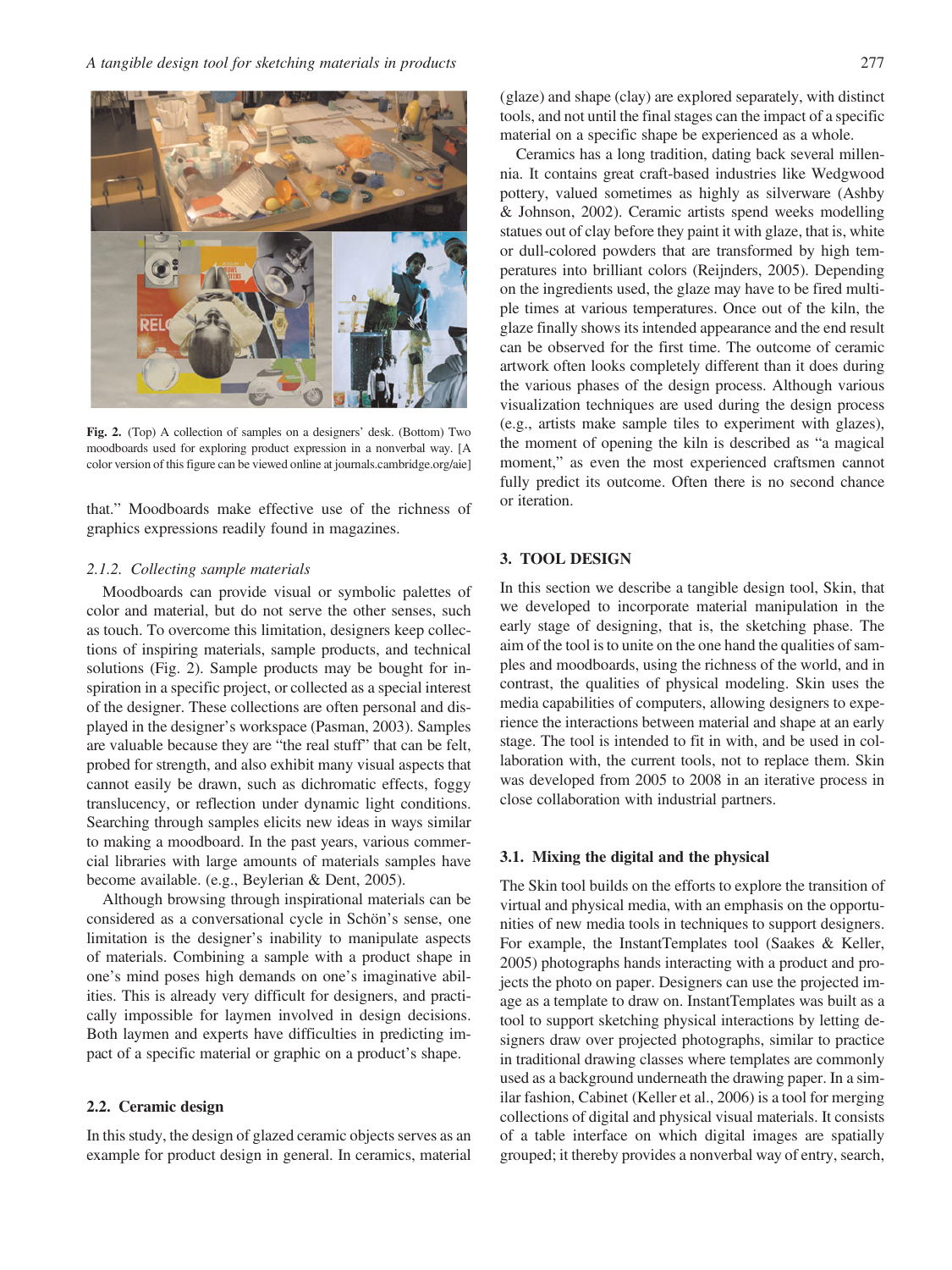Fig. 2. (Top) A collection of samples on a designers' desk. (Bottom) Two moodboards used for exploring product expression in a nonverbal way. [A color version of this figure can be viewed online at journals.cambridge.org/aie]

that." Moodboards make effective use of the richness of graphics expressions readily found in magazines.

#### 2.1.2. Collecting sample materials

Moodboards can provide visual or symbolic palettes of color and material, but do not serve the other senses, such as touch. To overcome this limitation, designers keep collections of inspiring materials, sample products, and technical solutions (Fig. 2). Sample products may be bought for inspiration in a specific project, or collected as a special interest of the designer. These collections are often personal and displayed in the designer's workspace (Pasman, 2003). Samples are valuable because they are "the real stuff" that can be felt, probed for strength, and also exhibit many visual aspects that cannot easily be drawn, such as dichromatic effects, foggy translucency, or reflection under dynamic light conditions. Searching through samples elicits new ideas in ways similar to making a moodboard. In the past years, various commercial libraries with large amounts of materials samples have become available. (e.g., Beylerian & Dent, 2005).

Although browsing through inspirational materials can be considered as a conversational cycle in Schön's sense, one limitation is the designer's inability to manipulate aspects of materials. Combining a sample with a product shape in one's mind poses high demands on one's imaginative abilities. This is already very difficult for designers, and practically impossible for laymen involved in design decisions. Both laymen and experts have difficulties in predicting impact of a specific material or graphic on a product's shape.

### 2.2. Ceramic design

In this study, the design of glazed ceramic objects serves as an example for product design in general. In ceramics, material (glaze) and shape (clay) are explored separately, with distinct tools, and not until the final stages can the impact of a specific material on a specific shape be experienced as a whole.

Ceramics has a long tradition, dating back several millennia. It contains great craft-based industries like Wedgwood pottery, valued sometimes as highly as silverware (Ashby & Johnson, 2002). Ceramic artists spend weeks modelling statues out of clay before they paint it with glaze, that is, white or dull-colored powders that are transformed by high temperatures into brilliant colors (Reijnders, 2005). Depending on the ingredients used, the glaze may have to be fired multiple times at various temperatures. Once out of the kiln, the glaze finally shows its intended appearance and the end result can be observed for the first time. The outcome of ceramic artwork often looks completely different than it does during the various phases of the design process. Although various visualization techniques are used during the design process (e.g., artists make sample tiles to experiment with glazes), the moment of opening the kiln is described as "a magical moment," as even the most experienced craftsmen cannot fully predict its outcome. Often there is no second chance or iteration.

## 3. TOOL DESIGN

In this section we describe a tangible design tool, Skin, that we developed to incorporate material manipulation in the early stage of designing, that is, the sketching phase. The aim of the tool is to unite on the one hand the qualities of samples and moodboards, using the richness of the world, and in contrast, the qualities of physical modeling. Skin uses the media capabilities of computers, allowing designers to experience the interactions between material and shape at an early stage. The tool is intended to fit in with, and be used in collaboration with, the current tools, not to replace them. Skin was developed from 2005 to 2008 in an iterative process in close collaboration with industrial partners.

### 3.1. Mixing the digital and the physical

The Skin tool builds on the efforts to explore the transition of virtual and physical media, with an emphasis on the opportunities of new media tools in techniques to support designers. For example, the InstantTemplates tool (Saakes & Keller, 2005) photographs hands interacting with a product and projects the photo on paper. Designers can use the projected image as a template to draw on. InstantTemplates was built as a tool to support sketching physical interactions by letting designers draw over projected photographs, similar to practice in traditional drawing classes where templates are commonly used as a background underneath the drawing paper. In a similar fashion, Cabinet (Keller et al., 2006) is a tool for merging collections of digital and physical visual materials. It consists of a table interface on which digital images are spatially grouped; it thereby provides a nonverbal way of entry, search,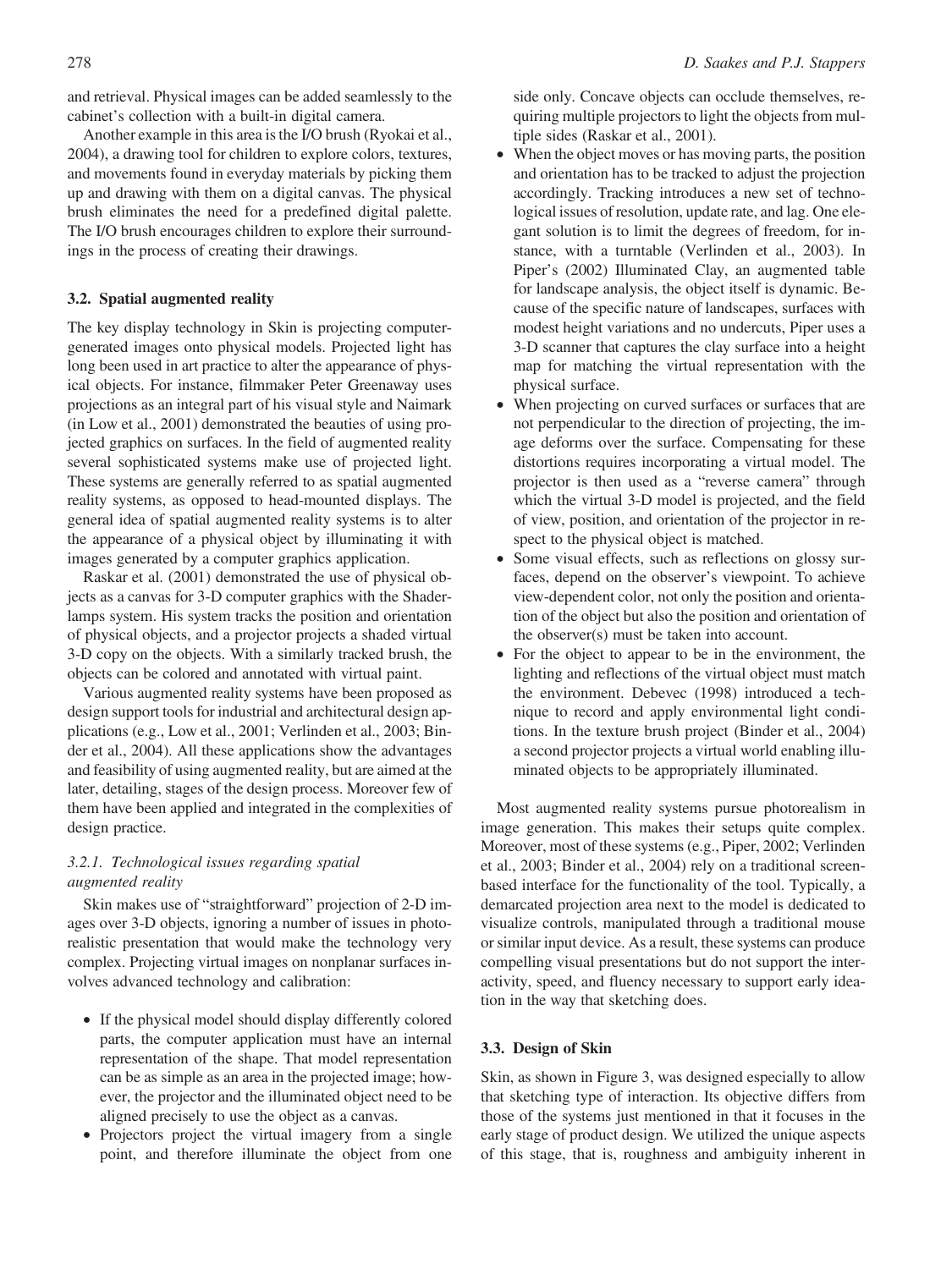and retrieval. Physical images can be added seamlessly to the cabinet's collection with a built-in digital camera.

Another example in this area is the I/O brush (Ryokai et al., 2004), a drawing tool for children to explore colors, textures, and movements found in everyday materials by picking them up and drawing with them on a digital canvas. The physical brush eliminates the need for a predefined digital palette. The I/O brush encourages children to explore their surroundings in the process of creating their drawings.

### 3.2. Spatial augmented reality

The key display technology in Skin is projecting computer-generated images onto physical models. Projected light has long been used in art practice to alter the appearance of physical objects. For instance, filmmaker Peter Greenaway uses projections as an integral part of his visual style and Naimark (in Low et al., 2001) demonstrated the beauties of using projected graphics on surfaces. In the field of augmented reality several sophisticated systems make use of projected light. These systems are generally referred to as spatial augmented reality systems, as opposed to head-mounted displays. The general idea of spatial augmented reality systems is to alter the appearance of a physical object by illuminating it with images generated by a computer graphics application.

Raskar et al. (2001) demonstrated the use of physical objects as a canvas for 3-D computer graphics with the Shaderlamps system. His system tracks the position and orientation of physical objects, and a projector projects a shaded virtual 3-D copy on the objects. With a similarly tracked brush, the objects can be colored and annotated with virtual paint.

Various augmented reality systems have been proposed as design support tools for industrial and architectural design applications (e.g., Low et al., 2001; Verlinden et al., 2003; Binder et al., 2004). All these applications show the advantages and feasibility of using augmented reality, but are aimed at the later, detailing, stages of the design process. Moreover few of them have been applied and integrated in the complexities of design practice.

#### 3.2.1. Technological issues regarding spatial augmented reality

Skin makes use of "straightforward" projection of 2-D images over 3-D objects, ignoring a number of issues in photorealistic presentation that would make the technology very complex. Projecting virtual images on nonplanar surfaces involves advanced technology and calibration:

- If the physical model should display differently colored parts, the computer application must have an internal representation of the shape. That model representation can be as simple as an area in the projected image; however, the projector and the illuminated object need to be aligned precisely to use the object as a canvas.
- Projectors project the virtual imagery from a single point, and therefore illuminate the object from one side only. Concave objects can occlude themselves, requiring multiple projectors to light the objects from multiple sides (Raskar et al., 2001).
- When the object moves or has moving parts, the position and orientation has to be tracked to adjust the projection accordingly. Tracking introduces a new set of technological issues of resolution, update rate, and lag. One elegant solution is to limit the degrees of freedom, for instance, with a turntable (Verlinden et al., 2003). In Piper's (2002) Illuminated Clay, an augmented table for landscape analysis, the object itself is dynamic. Because of the specific nature of landscapes, surfaces with modest height variations and no undercuts, Piper uses a 3-D scanner that captures the clay surface into a height map for matching the virtual representation with the physical surface.
- When projecting on curved surfaces or surfaces that are not perpendicular to the direction of projecting, the image deforms over the surface. Compensating for these distortions requires incorporating a virtual model. The projector is then used as a "reverse camera" through which the virtual 3-D model is projected, and the field of view, position, and orientation of the projector in respect to the physical object is matched.
- Some visual effects, such as reflections on glossy surfaces, depend on the observer's viewpoint. To achieve view-dependent color, not only the position and orientation of the object but also the position and orientation of the observer(s) must be taken into account.
- For the object to appear to be in the environment, the lighting and reflections of the virtual object must match the environment. Debevec (1998) introduced a technique to record and apply environmental light conditions. In the texture brush project (Binder et al., 2004) a second projector projects a virtual world enabling illuminated objects to be appropriately illuminated.

Most augmented reality systems pursue photorealism in image generation. This makes their setups quite complex. Moreover, most of these systems (e.g., Piper, 2002; Verlinden et al., 2003; Binder et al., 2004) rely on a traditional screen-based interface for the functionality of the tool. Typically, a demarcated projection area next to the model is dedicated to visualize controls, manipulated through a traditional mouse or similar input device. As a result, these systems can produce compelling visual presentations but do not support the interactivity, speed, and fluency necessary to support early ideation in the way that sketching does.

### 3.3. Design of Skin

Skin, as shown in Figure 3, was designed especially to allow that sketching type of interaction. Its objective differs from those of the systems just mentioned in that it focuses in the early stage of product design. We utilized the unique aspects of this stage, that is, roughness and ambiguity inherent in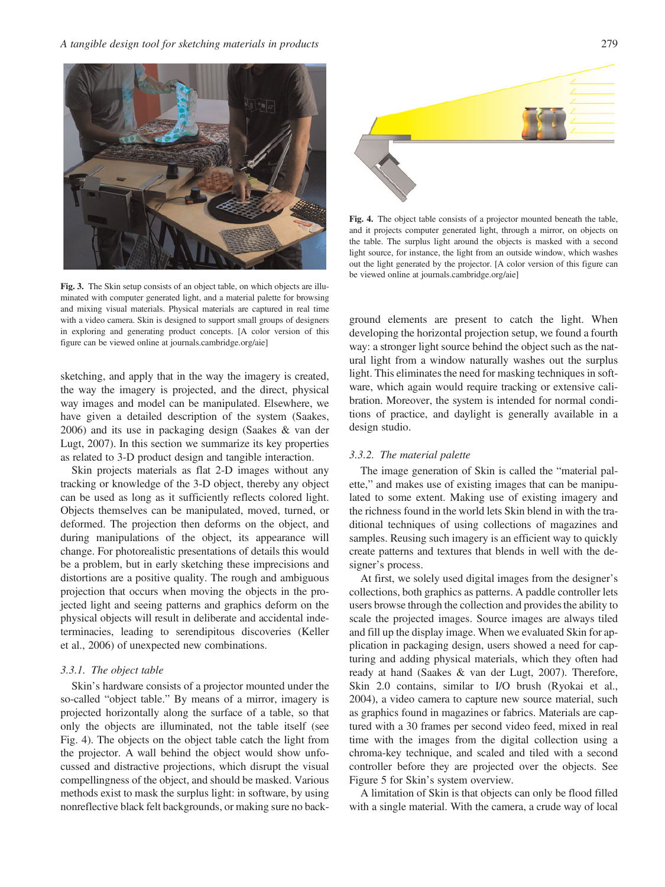Fig. 3. The Skin setup consists of an object table, on which objects are illuminated with computer generated light, and a material palette for browsing and mixing visual materials. Physical materials are captured in real time with a video camera. Skin is designed to support small groups of designers in exploring and generating product concepts. [A color version of this figure can be viewed online at journals.cambridge.org/aie]

Fig. 4. The object table consists of a projector mounted beneath the table, and it projects computer generated light, through a mirror, on objects on the table. The surplus light around the objects is masked with a second light source, for instance, the light from an outside window, which washes out the light generated by the projector. [A color version of this figure can be viewed online at journals.cambridge.org/aie]

sketching, and apply that in the way the imagery is created, the way the imagery is projected, and the direct, physical way images and model can be manipulated. Elsewhere, we have given a detailed description of the system (Saakes, 2006) and its use in packaging design (Saakes & van der Lugt, 2007). In this section we summarize its key properties as related to 3-D product design and tangible interaction.

Skin projects materials as flat 2-D images without any tracking or knowledge of the 3-D object, thereby any object can be used as long as it sufficiently reflects colored light. Objects themselves can be manipulated, moved, turned, or deformed. The projection then deforms on the object, and during manipulations of the object, its appearance will change. For photorealistic presentations of details this would be a problem, but in early sketching these imprecisions and distortions are a positive quality. The rough and ambiguous projection that occurs when moving the objects in the projected light and seeing patterns and graphics deform on the physical objects will result in deliberate and accidental indeterminacies, leading to serendipitous discoveries (Keller et al., 2006) of unexpected new combinations.

### 3.3.1. The object table

Skin's hardware consists of a projector mounted under the so-called "object table." By means of a mirror, imagery is projected horizontally along the surface of a table, so that only the objects are illuminated, not the table itself (see Fig. 4). The objects on the object table catch the light from the projector. A wall behind the object would show unfocussed and distractive projections, which disrupt the visual compellingness of the object, and should be masked. Various methods exist to mask the surplus light: in software, by using nonreflective black felt backgrounds, or making sure no background elements are present to catch the light. When developing the horizontal projection setup, we found a fourth way: a stronger light source behind the object such as the natural light from a window naturally washes out the surplus light. This eliminates the need for masking techniques in software, which again would require tracking or extensive calibration. Moreover, the system is intended for normal conditions of practice, and daylight is generally available in a design studio.

### 3.3.2. The material palette

The image generation of Skin is called the "material palette," and makes use of existing images that can be manipulated to some extent. Making use of existing imagery and the richness found in the world lets Skin blend in with the traditional techniques of using collections of magazines and samples. Reusing such imagery is an efficient way to quickly create patterns and textures that blends in well with the designer's process.

At first, we solely used digital images from the designer's collections, both graphics as patterns. A paddle controller lets users browse through the collection and provides the ability to scale the projected images. Source images are always tiled and fill up the display image. When we evaluated Skin for application in packaging design, users showed a need for capturing and adding physical materials, which they often had ready at hand (Saakes & van der Lugt, 2007). Therefore, Skin 2.0 contains, similar to I/O brush (Ryokai et al., 2004), a video camera to capture new source material, such as graphics found in magazines or fabrics. Materials are captured with a 30 frames per second video feed, mixed in real time with the images from the digital collection using a chroma-key technique, and scaled and tiled with a second controller before they are projected over the objects. See Figure 5 for Skin's system overview.

A limitation of Skin is that objects can only be flood filled with a single material. With the camera, a crude way of local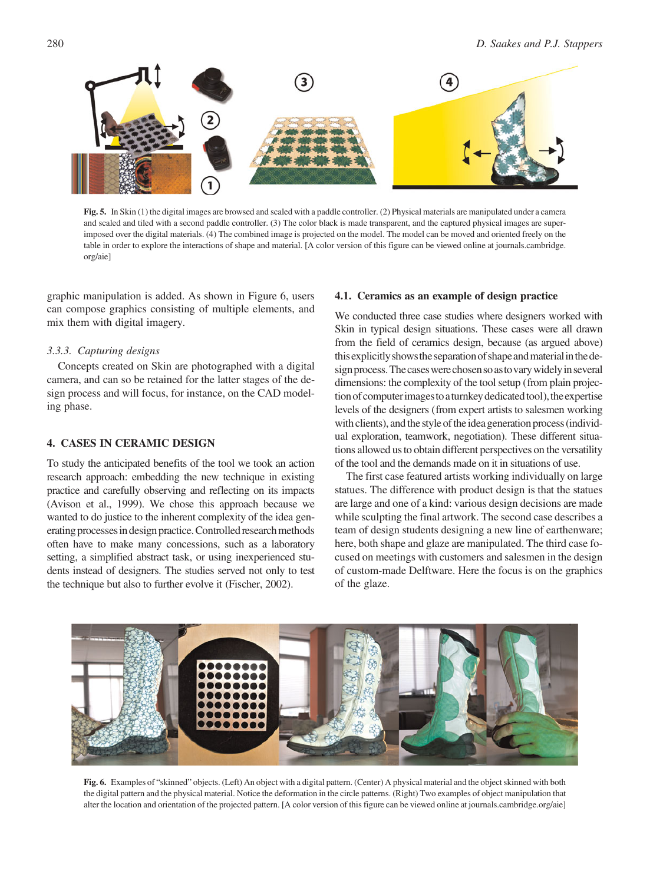Fig. 5. In Skin (1) the digital images are browsed and scaled with a paddle controller. (2) Physical materials are manipulated under a camera and scaled and tiled with a second paddle controller. (3) The color black is made transparent, and the captured physical images are superimposed over the digital materials. (4) The combined image is projected on the model. The model can be moved and oriented freely on the table in order to explore the interactions of shape and material. [A color version of this figure can be viewed online at journals.cambridge.org/aie]

graphic manipulation is added. As shown in Figure 6, users can compose graphics consisting of multiple elements, and mix them with digital imagery.

#### *3.3.3. Capturing designs*

Concepts created on Skin are photographed with a digital camera, and can so be retained for the latter stages of the design process and will focus, for instance, on the CAD modeling phase.

## 4. CASES IN CERAMIC DESIGN

To study the anticipated benefits of the tool we took an action research approach: embedding the new technique in existing practice and carefully observing and reflecting on its impacts (Avison et al., 1999). We chose this approach because we wanted to do justice to the inherent complexity of the idea generating processes in design practice. Controlled research methods often have to make many concessions, such as a laboratory setting, a simplified abstract task, or using inexperienced students instead of designers. The studies served not only to test the technique but also to further evolve it (Fischer, 2002).

### 4.1. Ceramics as an example of design practice

We conducted three case studies where designers worked with Skin in typical design situations. These cases were all drawn from the field of ceramics design, because (as argued above) this explicitly shows the separation of shape and material in the design process. The cases were chosen so as to vary widely in several dimensions: the complexity of the tool setup (from plain projection of computer images to a turnkey dedicated tool), the expertise levels of the designers (from expert artists to salesmen working with clients), and the style of the idea generation process (individual exploration, teamwork, negotiation). These different situations allowed us to obtain different perspectives on the versatility of the tool and the demands made on it in situations of use.

The first case featured artists working individually on large statues. The difference with product design is that the statues are large and one of a kind: various design decisions are made while sculpting the final artwork. The second case describes a team of design students designing a new line of earthenware; here, both shape and glaze are manipulated. The third case focused on meetings with customers and salesmen in the design of custom-made Delftware. Here the focus is on the graphics of the glaze.

Fig. 6. Examples of "skinned" objects. (Left) An object with a digital pattern. (Center) A physical material and the object skinned with both the digital pattern and the physical material. Notice the deformation in the circle patterns. (Right) Two examples of object manipulation that alter the location and orientation of the projected pattern. [A color version of this figure can be viewed online at journals.cambridge.org/aie]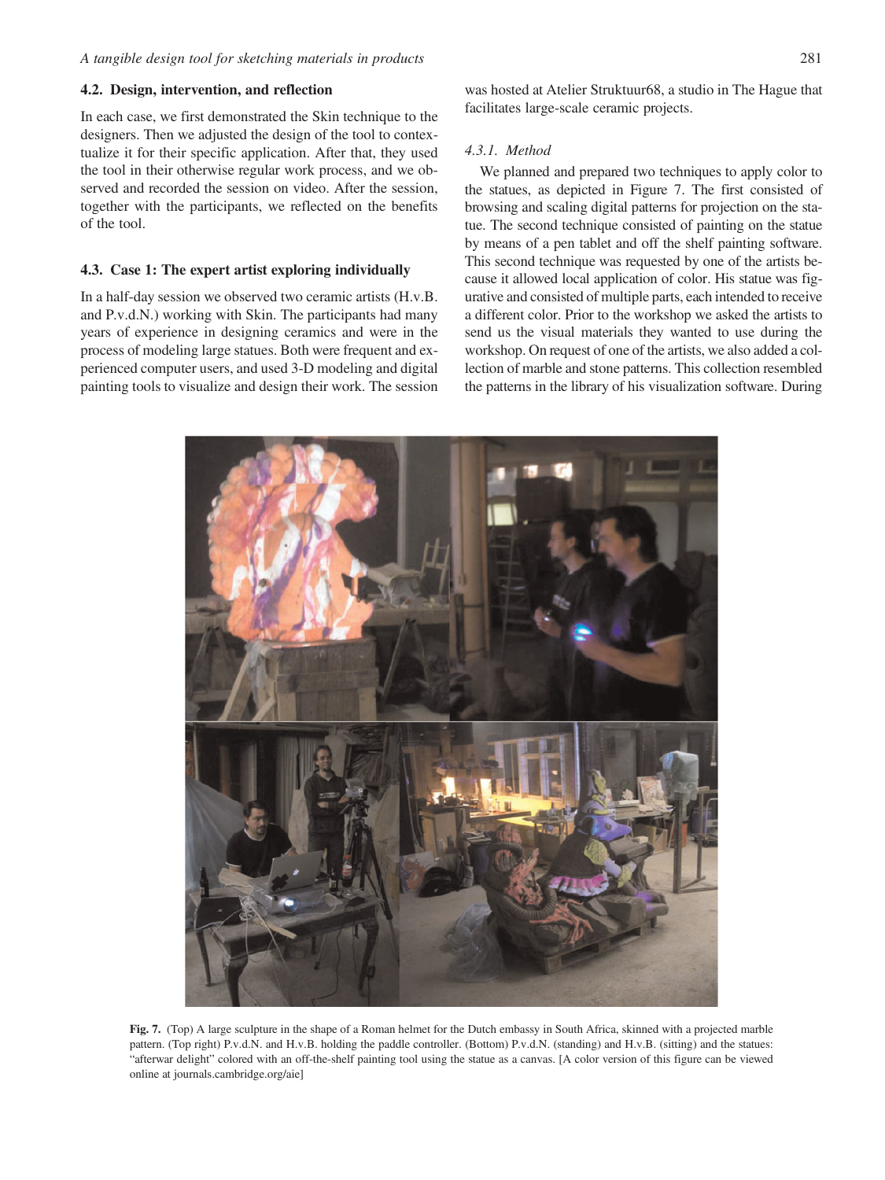### 4.2. Design, intervention, and reflection

In each case, we first demonstrated the Skin technique to the designers. Then we adjusted the design of the tool to contextualize it for their specific application. After that, they used the tool in their otherwise regular work process, and we observed and recorded the session on video. After the session, together with the participants, we reflected on the benefits of the tool.

### 4.3. Case 1: The expert artist exploring individually

In a half-day session we observed two ceramic artists (H.v.B. and P.v.d.N.) working with Skin. The participants had many years of experience in designing ceramics and were in the process of modeling large statues. Both were frequent and experienced computer users, and used 3-D modeling and digital painting tools to visualize and design their work. The session was hosted at Atelier Struktuur68, a studio in The Hague that facilitates large-scale ceramic projects.

#### *4.3.1. Method*

We planned and prepared two techniques to apply color to the statues, as depicted in Figure 7. The first consisted of browsing and scaling digital patterns for projection on the statue. The second technique consisted of painting on the statue by means of a pen tablet and off the shelf painting software. This second technique was requested by one of the artists because it allowed local application of color. His statue was figurative and consisted of multiple parts, each intended to receive a different color. Prior to the workshop we asked the artists to send us the visual materials they wanted to use during the workshop. On request of one of the artists, we also added a collection of marble and stone patterns. This collection resembled the patterns in the library of his visualization software. During

**Fig. 7.** (Top) A large sculpture in the shape of a Roman helmet for the Dutch embassy in South Africa, skinned with a projected marble pattern. (Top right) P.v.d.N. and H.v.B. holding the paddle controller. (Bottom) P.v.d.N. (standing) and H.v.B. (sitting) and the statues: "afterwar delight" colored with an off-the-shelf painting tool using the statue as a canvas. [A color version of this figure can be viewed online at journals.cambridge.org/aie]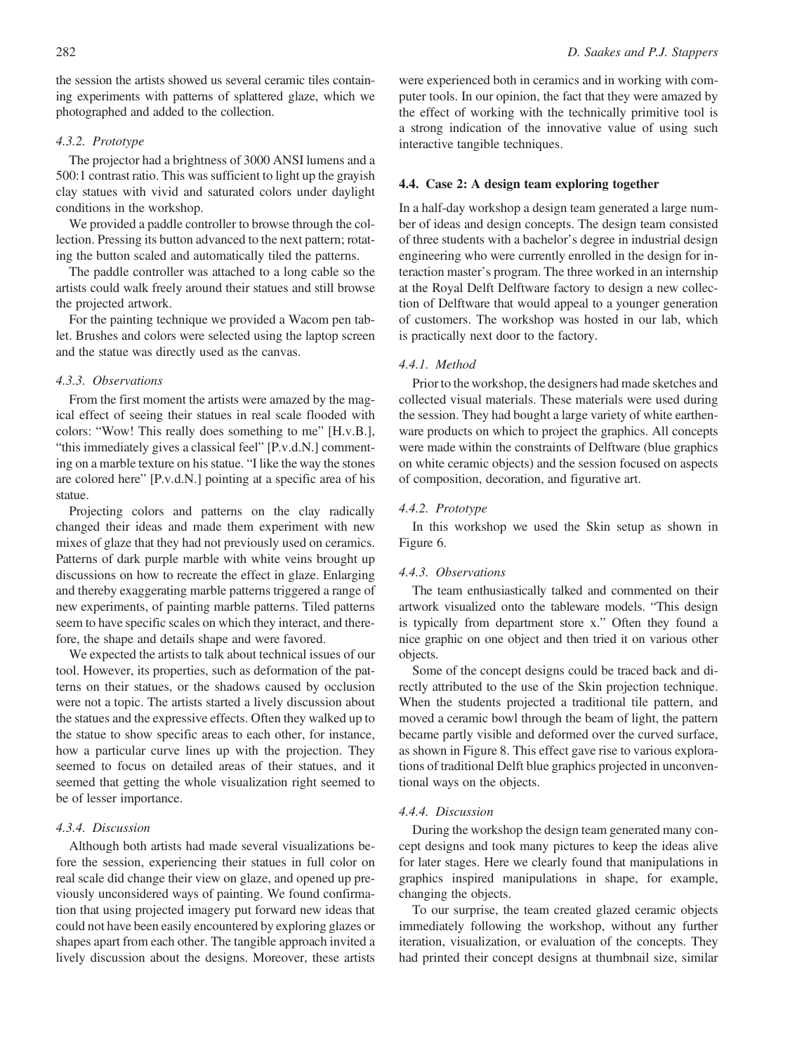the session the artists showed us several ceramic tiles containing experiments with patterns of splattered glaze, which we photographed and added to the collection.

#### 4.3.2. Prototype

The projector had a brightness of 3000 ANSI lumens and a 500:1 contrast ratio. This was sufficient to light up the grayish clay statues with vivid and saturated colors under daylight conditions in the workshop.

We provided a paddle controller to browse through the collection. Pressing its button advanced to the next pattern; rotating the button scaled and automatically tiled the patterns.

The paddle controller was attached to a long cable so the artists could walk freely around their statues and still browse the projected artwork.

For the painting technique we provided a Wacom pen tablet. Brushes and colors were selected using the laptop screen and the statue was directly used as the canvas.

#### 4.3.3. Observations

From the first moment the artists were amazed by the magical effect of seeing their statues in real scale flooded with colors: "Wow! This really does something to me" [H.v.B.], "this immediately gives a classical feel" [P.v.d.N.] commenting on a marble texture on his statue. "I like the way the stones are colored here" [P.v.d.N.] pointing at a specific area of his statue.

Projecting colors and patterns on the clay radically changed their ideas and made them experiment with new mixes of glaze that they had not previously used on ceramics. Patterns of dark purple marble with white veins brought up discussions on how to recreate the effect in glaze. Enlarging and thereby exaggerating marble patterns triggered a range of new experiments, of painting marble patterns. Tiled patterns seem to have specific scales on which they interact, and therefore, the shape and details shape and were favored.

We expected the artists to talk about technical issues of our tool. However, its properties, such as deformation of the patterns on their statues, or the shadows caused by occlusion were not a topic. The artists started a lively discussion about the statues and the expressive effects. Often they walked up to the statue to show specific areas to each other, for instance, how a particular curve lines up with the projection. They seemed to focus on detailed areas of their statues, and it seemed that getting the whole visualization right seemed to be of lesser importance.

#### 4.3.4. Discussion

Although both artists had made several visualizations before the session, experiencing their statues in full color on real scale did change their view on glaze, and opened up previously unconsidered ways of painting. We found confirmation that using projected imagery put forward new ideas that could not have been easily encountered by exploring glazes or shapes apart from each other. The tangible approach invited a lively discussion about the designs. Moreover, these artists were experienced both in ceramics and in working with computer tools. In our opinion, the fact that they were amazed by the effect of working with the technically primitive tool is a strong indication of the innovative value of using such interactive tangible techniques.

### 4.4. Case 2: A design team exploring together

In a half-day workshop a design team generated a large number of ideas and design concepts. The design team consisted of three students with a bachelor's degree in industrial design engineering who were currently enrolled in the design for interaction master's program. The three worked in an internship at the Royal Delft Delftware factory to design a new collection of Delftware that would appeal to a younger generation of customers. The workshop was hosted in our lab, which is practically next door to the factory.

#### 4.4.1. Method

Prior to the workshop, the designers had made sketches and collected visual materials. These materials were used during the session. They had bought a large variety of white earthenware products on which to project the graphics. All concepts were made within the constraints of Delftware (blue graphics on white ceramic objects) and the session focused on aspects of composition, decoration, and figurative art.

#### 4.4.2. Prototype

In this workshop we used the Skin setup as shown in Figure 6.

#### 4.4.3. Observations

The team enthusiastically talked and commented on their artwork visualized onto the tableware models. "This design is typically from department store x." Often they found a nice graphic on one object and then tried it on various other objects.

Some of the concept designs could be traced back and directly attributed to the use of the Skin projection technique. When the students projected a traditional tile pattern, and moved a ceramic bowl through the beam of light, the pattern became partly visible and deformed over the curved surface, as shown in Figure 8. This effect gave rise to various explorations of traditional Delft blue graphics projected in unconventional ways on the objects.

#### 4.4.4. Discussion

During the workshop the design team generated many concept designs and took many pictures to keep the ideas alive for later stages. Here we clearly found that manipulations in graphics inspired manipulations in shape, for example, changing the objects.

To our surprise, the team created glazed ceramic objects immediately following the workshop, without any further iteration, visualization, or evaluation of the concepts. They had printed their concept designs at thumbnail size, similar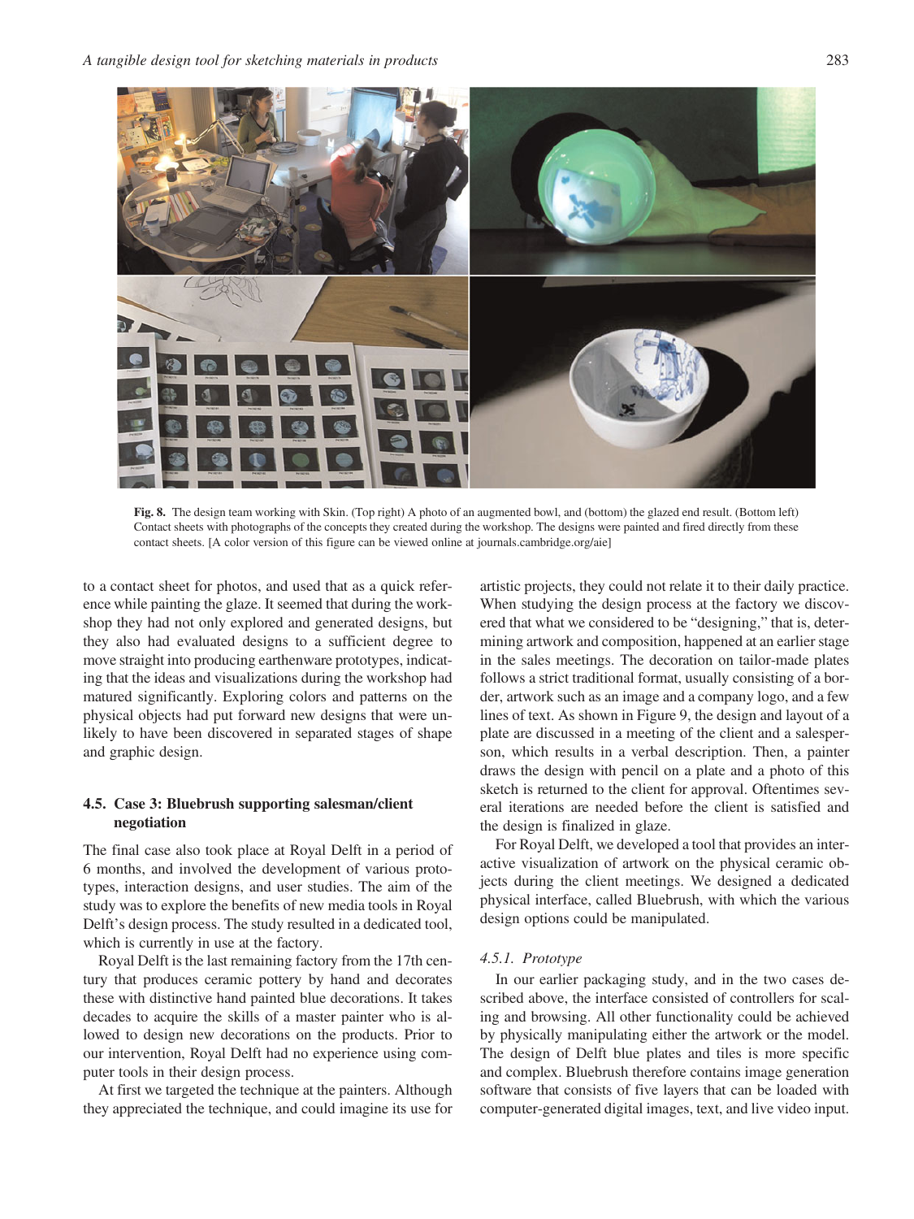Fig. 8. The design team working with Skin. (Top right) A photo of an augmented bowl, and (bottom) the glazed end result. (Bottom left) Contact sheets with photographs of the concepts they created during the workshop. The designs were painted and fired directly from these contact sheets. [A color version of this figure can be viewed online at journals.cambridge.org/aie]

to a contact sheet for photos, and used that as a quick reference while painting the glaze. It seemed that during the workshop they had not only explored and generated designs, but they also had evaluated designs to a sufficient degree to move straight into producing earthenware prototypes, indicating that the ideas and visualizations during the workshop had matured significantly. Exploring colors and patterns on the physical objects had put forward new designs that were unlikely to have been discovered in separated stages of shape and graphic design.

### 4.5. Case 3: Bluebrush supporting salesman/client negotiation

The final case also took place at Royal Delft in a period of 6 months, and involved the development of various prototypes, interaction designs, and user studies. The aim of the study was to explore the benefits of new media tools in Royal Delft's design process. The study resulted in a dedicated tool, which is currently in use at the factory.

Royal Delft is the last remaining factory from the 17th century that produces ceramic pottery by hand and decorates these with distinctive hand painted blue decorations. It takes decades to acquire the skills of a master painter who is allowed to design new decorations on the products. Prior to our intervention, Royal Delft had no experience using computer tools in their design process.

At first we targeted the technique at the painters. Although they appreciated the technique, and could imagine its use for artistic projects, they could not relate it to their daily practice. When studying the design process at the factory we discovered that what we considered to be "designing," that is, determining artwork and composition, happened at an earlier stage in the sales meetings. The decoration on tailor-made plates follows a strict traditional format, usually consisting of a border, artwork such as an image and a company logo, and a few lines of text. As shown in Figure 9, the design and layout of a plate are discussed in a meeting of the client and a salesperson, which results in a verbal description. Then, a painter draws the design with pencil on a plate and a photo of this sketch is returned to the client for approval. Oftentimes several iterations are needed before the client is satisfied and the design is finalized in glaze.

For Royal Delft, we developed a tool that provides an interactive visualization of artwork on the physical ceramic objects during the client meetings. We designed a dedicated physical interface, called Bluebrush, with which the various design options could be manipulated.

#### *4.5.1. Prototype*

In our earlier packaging study, and in the two cases described above, the interface consisted of controllers for scaling and browsing. All other functionality could be achieved by physically manipulating either the artwork or the model. The design of Delft blue plates and tiles is more specific and complex. Bluebrush therefore contains image generation software that consists of five layers that can be loaded with computer-generated digital images, text, and live video input.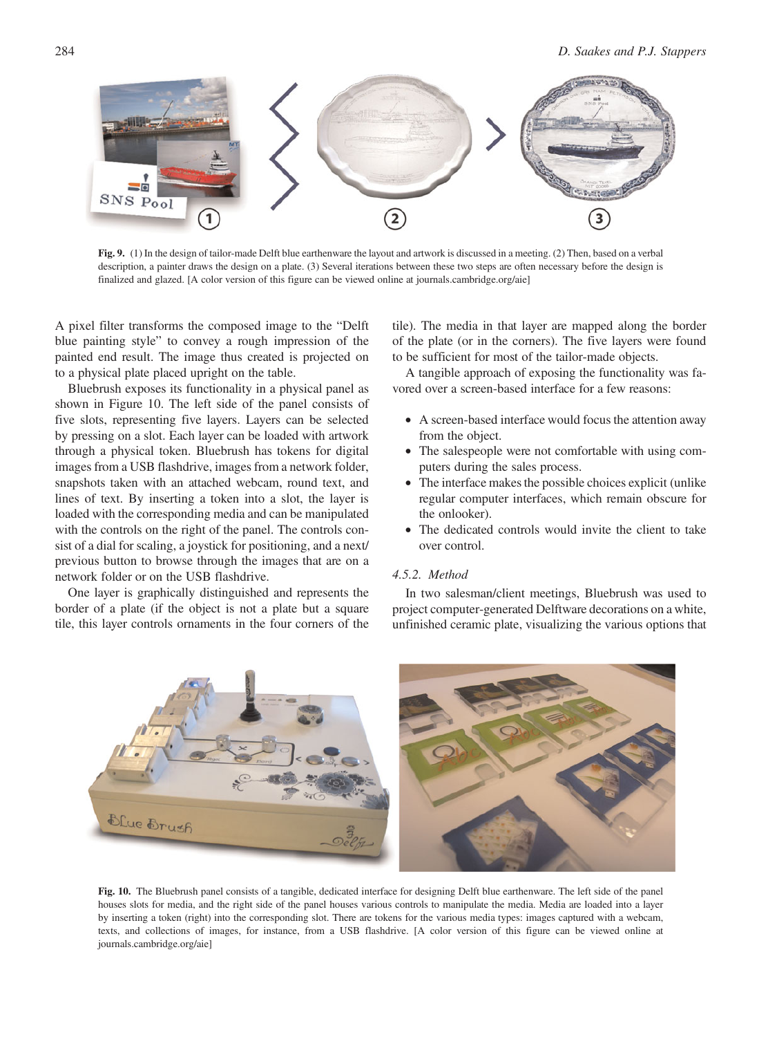Fig. 9. (1) In the design of tailor-made Delft blue earthenware the layout and artwork is discussed in a meeting. (2) Then, based on a verbal description, a painter draws the design on a plate. (3) Several iterations between these two steps are often necessary before the design is finalized and glazed. [A color version of this figure can be viewed online at journals.cambridge.org/aie]

A pixel filter transforms the composed image to the "Delft blue painting style" to convey a rough impression of the painted end result. The image thus created is projected on to a physical plate placed upright on the table.

Bluebrush exposes its functionality in a physical panel as shown in Figure 10. The left side of the panel consists of five slots, representing five layers. Layers can be selected by pressing on a slot. Each layer can be loaded with artwork through a physical token. Bluebrush has tokens for digital images from a USB flashdrive, images from a network folder, snapshots taken with an attached webcam, round text, and lines of text. By inserting a token into a slot, the layer is loaded with the corresponding media and can be manipulated with the controls on the right of the panel. The controls consist of a dial for scaling, a joystick for positioning, and a next/previous button to browse through the images that are on a network folder or on the USB flashdrive.

One layer is graphically distinguished and represents the border of a plate (if the object is not a plate but a square tile, this layer controls ornaments in the four corners of the tile). The media in that layer are mapped along the border of the plate (or in the corners). The five layers were found to be sufficient for most of the tailor-made objects.

A tangible approach of exposing the functionality was favored over a screen-based interface for a few reasons:

- A screen-based interface would focus the attention away from the object.
- The salespeople were not comfortable with using computers during the sales process.
- The interface makes the possible choices explicit (unlike regular computer interfaces, which remain obscure for the onlooker).
- The dedicated controls would invite the client to take over control.

#### 4.5.2. Method

In two salesman/client meetings, Bluebrush was used to project computer-generated Delftware decorations on a white, unfinished ceramic plate, visualizing the various options that

Fig. 10. The Bluebrush panel consists of a tangible, dedicated interface for designing Delft blue earthenware. The left side of the panel houses slots for media, and the right side of the panel houses various controls to manipulate the media. Media are loaded into a layer by inserting a token (right) into the corresponding slot. There are tokens for the various media types: images captured with a webcam, texts, and collections of images, for instance, from a USB flashdrive. [A color version of this figure can be viewed online at journals.cambridge.org/aie]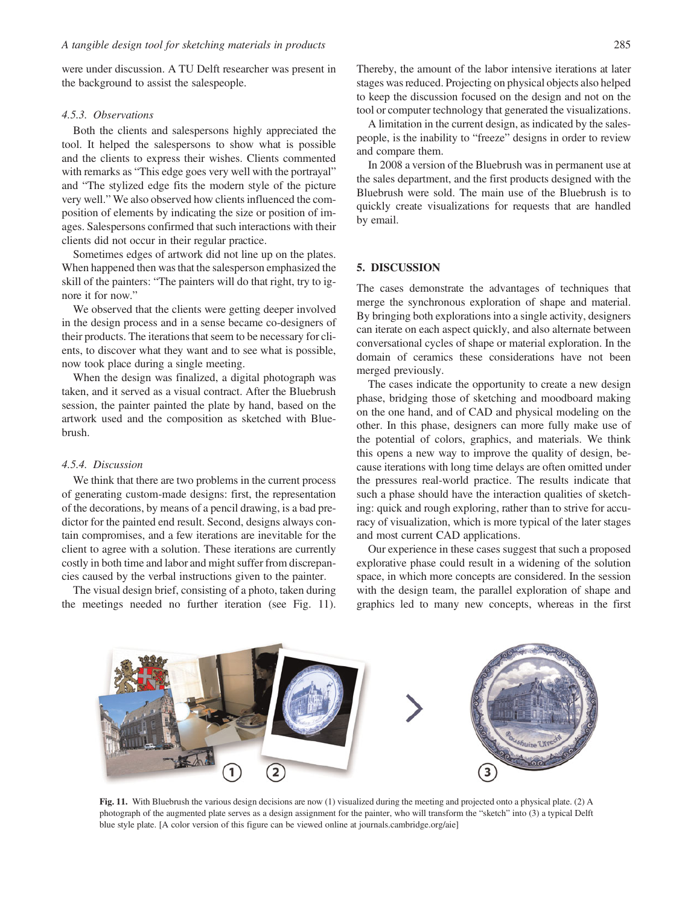were under discussion. A TU Delft researcher was present in the background to assist the salespeople.

#### 4.5.3. Observations

Both the clients and salespersons highly appreciated the tool. It helped the salespersons to show what is possible and the clients to express their wishes. Clients commented with remarks as "This edge goes very well with the portrayal" and "The stylized edge fits the modern style of the picture very well." We also observed how clients influenced the composition of elements by indicating the size or position of images. Salespersons confirmed that such interactions with their clients did not occur in their regular practice.

Sometimes edges of artwork did not line up on the plates. When happened then was that the salesperson emphasized the skill of the painters: "The painters will do that right, try to ignore it for now."

We observed that the clients were getting deeper involved in the design process and in a sense became co-designers of their products. The iterations that seem to be necessary for clients, to discover what they want and to see what is possible, now took place during a single meeting.

When the design was finalized, a digital photograph was taken, and it served as a visual contract. After the Bluebrush session, the painter painted the plate by hand, based on the artwork used and the composition as sketched with Bluebrush.

#### 4.5.4. Discussion

We think that there are two problems in the current process of generating custom-made designs: first, the representation of the decorations, by means of a pencil drawing, is a bad predictor for the painted end result. Second, designs always contain compromises, and a few iterations are inevitable for the client to agree with a solution. These iterations are currently costly in both time and labor and might suffer from discrepancies caused by the verbal instructions given to the painter.

The visual design brief, consisting of a photo, taken during the meetings needed no further iteration (see Fig. 11). Thereby, the amount of the labor intensive iterations at later stages was reduced. Projecting on physical objects also helped to keep the discussion focused on the design and not on the tool or computer technology that generated the visualizations.

A limitation in the current design, as indicated by the salespeople, is the inability to "freeze" designs in order to review and compare them.

In 2008 a version of the Bluebrush was in permanent use at the sales department, and the first products designed with the Bluebrush were sold. The main use of the Bluebrush is to quickly create visualizations for requests that are handled by email.

## 5. DISCUSSION

The cases demonstrate the advantages of techniques that merge the synchronous exploration of shape and material. By bringing both explorations into a single activity, designers can iterate on each aspect quickly, and also alternate between conversational cycles of shape or material exploration. In the domain of ceramics these considerations have not been merged previously.

The cases indicate the opportunity to create a new design phase, bridging those of sketching and moodboard making on the one hand, and of CAD and physical modeling on the other. In this phase, designers can more fully make use of the potential of colors, graphics, and materials. We think this opens a new way to improve the quality of design, because iterations with long time delays are often omitted under the pressures real-world practice. The results indicate that such a phase should have the interaction qualities of sketching: quick and rough exploring, rather than to strive for accuracy of visualization, which is more typical of the later stages and most current CAD applications.

Our experience in these cases suggest that such a proposed explorative phase could result in a widening of the solution space, in which more concepts are considered. In the session with the design team, the parallel exploration of shape and graphics led to many new concepts, whereas in the first

Fig. 11. With Bluebrush the various design decisions are now (1) visualized during the meeting and projected onto a physical plate. (2) A photograph of the augmented plate serves as a design assignment for the painter, who will transform the "sketch" into (3) a typical Delft blue style plate. [A color version of this figure can be viewed online at journals.cambridge.org/aie]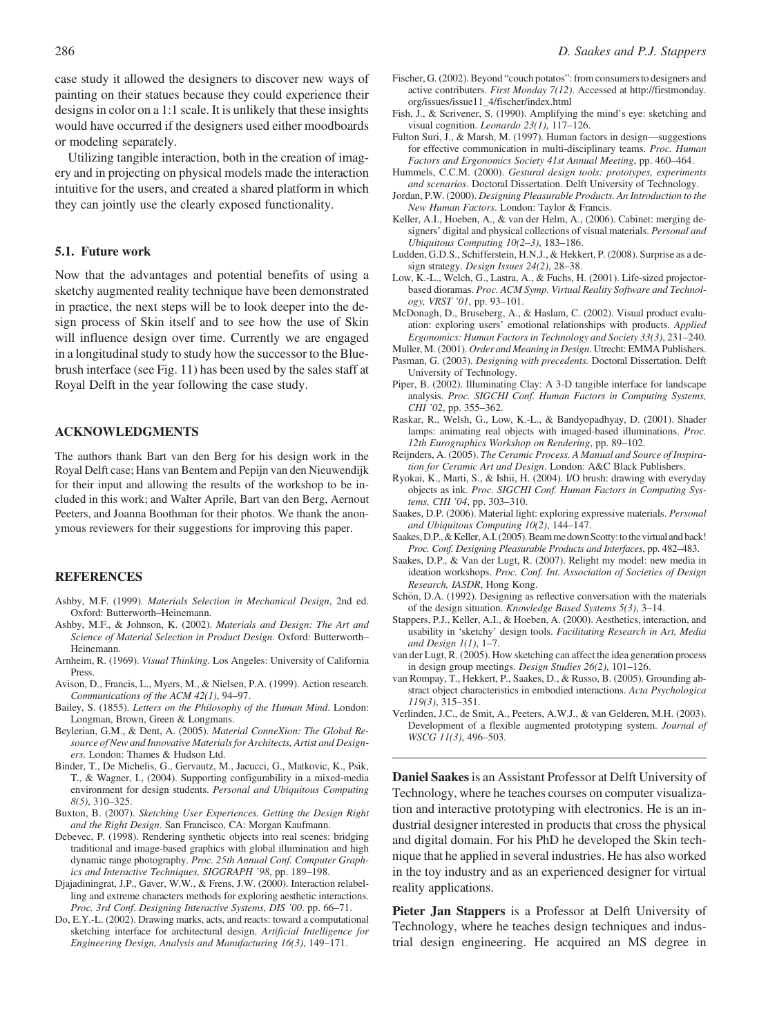case study it allowed the designers to discover new ways of painting on their statues because they could experience their designs in color on a 1:1 scale. It is unlikely that these insights would have occurred if the designers used either moodboards or modeling separately.

Utilizing tangible interaction, both in the creation of imagery and in projecting on physical models made the interaction intuitive for the users, and created a shared platform in which they can jointly use the clearly exposed functionality.

### 5.1. Future work

Now that the advantages and potential benefits of using a sketchy augmented reality technique have been demonstrated in practice, the next steps will be to look deeper into the design process of Skin itself and to see how the use of Skin will influence design over time. Currently we are engaged in a longitudinal study to study how the successor to the Bluebrush interface (see Fig. 11) has been used by the sales staff at Royal Delft in the year following the case study.

## ACKNOWLEDGMENTS

The authors thank Bart van den Berg for his design work in the Royal Delft case; Hans van Bentem and Pepijn van den Nieuwendijk for their input and allowing the results of the workshop to be included in this work; and Walter Aprile, Bart van den Berg, Aernout Peeters, and Joanna Boothman for their photos. We thank the anonymous reviewers for their suggestions for improving this paper.

## REFERENCES

Ashby, M.F. (1999). *Materials Selection in Mechanical Design*, 2nd ed. Oxford: Butterworth–Heinemann.

Ashby, M.F., & Johnson, K. (2002). *Materials and Design: The Art and Science of Material Selection in Product Design*. Oxford: Butterworth–Heinemann.

Arnheim, R. (1969). *Visual Thinking*. Los Angeles: University of California Press.

Avison, D., Francis, L., Myers, M., & Nielsen, P.A. (1999). Action research. *Communications of the ACM 42(1)*, 94–97.

Bailey, S. (1855). *Letters on the Philosophy of the Human Mind*. London: Longman, Brown, Green & Longmans.

Beylerian, G.M., & Dent, A. (2005). *Material ConneXion: The Global Resource of New and Innovative Materials for Architects, Artist and Designers*. London: Thames & Hudson Ltd.

Binder, T., De Michelis, G., Gervautz, M., Jacucci, G., Matkovic, K., Psik, T., & Wagner, I., (2004). Supporting configurability in a mixed-media environment for design students. *Personal and Ubiquitous Computing 8(5)*, 310–325.

Buxton, B. (2007). *Sketching User Experiences. Getting the Design Right and the Right Design*. San Francisco, CA: Morgan Kaufmann.

Debevec, P. (1998). Rendering synthetic objects into real scenes: bridging traditional and image-based graphics with global illumination and high dynamic range photography. *Proc. 25th Annual Conf. Computer Graphics and Interactive Techniques, SIGGRAPH '98*, pp. 189–198.

Djajadiningrat, J.P., Gaver, W.W., & Frens, J.W. (2000). Interaction relabelling and extreme characters methods for exploring aesthetic interactions. *Proc. 3rd Conf. Designing Interactive Systems, DIS '00*. pp. 66–71.

Do, E.Y.-L. (2002). Drawing marks, acts, and reacts: toward a computational sketching interface for architectural design. *Artificial Intelligence for Engineering Design, Analysis and Manufacturing 16(3)*, 149–171.

Fischer, G. (2002). Beyond "couch potatos": from consumers to designers and active contributers. *First Monday 7(12)*. Accessed at http://firstmonday.org/issues/issue11_4/fischer/index.html

Fish, J., & Scrivener, S. (1990). Amplifying the mind's eye: sketching and visual cognition. *Leonardo 23(1)*, 117–126.

Fulton Suri, J., & Marsh, M. (1997). Human factors in design—suggestions for effective communication in multi-disciplinary teams. *Proc. Human Factors and Ergonomics Society 41st Annual Meeting*, pp. 460–464.

Hummels, C.C.M. (2000). *Gestural design tools: prototypes, experiments and scenarios*. Doctoral Dissertation. Delft University of Technology.

Jordan, P.W. (2000). *Designing Pleasurable Products. An Introduction to the New Human Factors*. London: Taylor & Francis.

Keller, A.I., Hoeben, A., & van der Helm, A., (2006). Cabinet: merging designers' digital and physical collections of visual materials. *Personal and Ubiquitous Computing 10(2–3)*, 183–186.

Ludden, G.D.S., Schifferstein, H.N.J., & Hekkert, P. (2008). Surprise as a design strategy. *Design Issues 24(2)*, 28–38.

Low, K.-L., Welch, G., Lastra, A., & Fuchs, H. (2001). Life-sized projector-based dioramas. *Proc. ACM Symp. Virtual Reality Software and Technology, VRST '01*, pp. 93–101.

McDonagh, D., Bruseberg, A., & Haslam, C. (2002). Visual product evaluation: exploring users' emotional relationships with products. *Applied Ergonomics: Human Factors in Technology and Society 33(3)*, 231–240.

Muller, M. (2001). *Order and Meaning in Design*. Utrecht: EMMA Publishers.

Pasman, G. (2003). *Designing with precedents*. Doctoral Dissertation. Delft University of Technology.

Piper, B. (2002). Illuminating Clay: A 3-D tangible interface for landscape analysis. *Proc. SIGCHI Conf. Human Factors in Computing Systems, CHI '02*, pp. 355–362.

Raskar, R., Welsh, G., Low, K.-L., & Bandyopadhyay, D. (2001). Shader lamps: animating real objects with imaged-based illuminations. *Proc. 12th Eurographics Workshop on Rendering*, pp. 89–102.

Reijnders, A. (2005). *The Ceramic Process. A Manual and Source of Inspiration for Ceramic Art and Design*. London: A&C Black Publishers.

Ryokai, K., Marti, S., & Ishii, H. (2004). I/O brush: drawing with everyday objects as ink. *Proc. SIGCHI Conf. Human Factors in Computing Systems, CHI '04*, pp. 303–310.

Saakes, D.P. (2006). Material light: exploring expressive materials. *Personal and Ubiquitous Computing 10(2)*, 144–147.

Saakes, D.P., & Keller, A.I. (2005). Beam me down Scotty: to the virtual and back! *Proc. Conf. Designing Pleasurable Products and Interfaces*, pp. 482–483.

Saakes, D.P., & Van der Lugt, R. (2007). Relight my model: new media in ideation workshops. *Proc. Conf. Int. Association of Societies of Design Research, IASDR*, Hong Kong.

Schön, D.A. (1992). Designing as reflective conversation with the materials of the design situation. *Knowledge Based Systems 5(3)*, 3–14.

Stappers, P.J., Keller, A.I., & Hoeben, A. (2000). Aesthetics, interaction, and usability in 'sketchy' design tools. *Facilitating Research in Art, Media and Design 1(1)*, 1–7.

van der Lugt, R. (2005). How sketching can affect the idea generation process in design group meetings. *Design Studies 26(2)*, 101–126.

van Rompay, T., Hekkert, P., Saakes, D., & Russo, B. (2005). Grounding abstract object characteristics in embodied interactions. *Acta Psychologica 119(3)*, 315–351.

Verlinden, J.C., de Smit, A., Peeters, A.W.J., & van Gelderen, M.H. (2003). Development of a flexible augmented prototyping system. *Journal of WSCG 11(3)*, 496–503.

---

**Daniel Saakes** is an Assistant Professor at Delft University of Technology, where he teaches courses on computer visualization and interactive prototyping with electronics. He is an industrial designer interested in products that cross the physical and digital domain. For his PhD he developed the Skin technique that he applied in several industries. He has also worked in the toy industry and as an experienced designer for virtual reality applications.

**Pieter Jan Stappers** is a Professor at Delft University of Technology, where he teaches design techniques and industrial design engineering. He acquired an MS degree in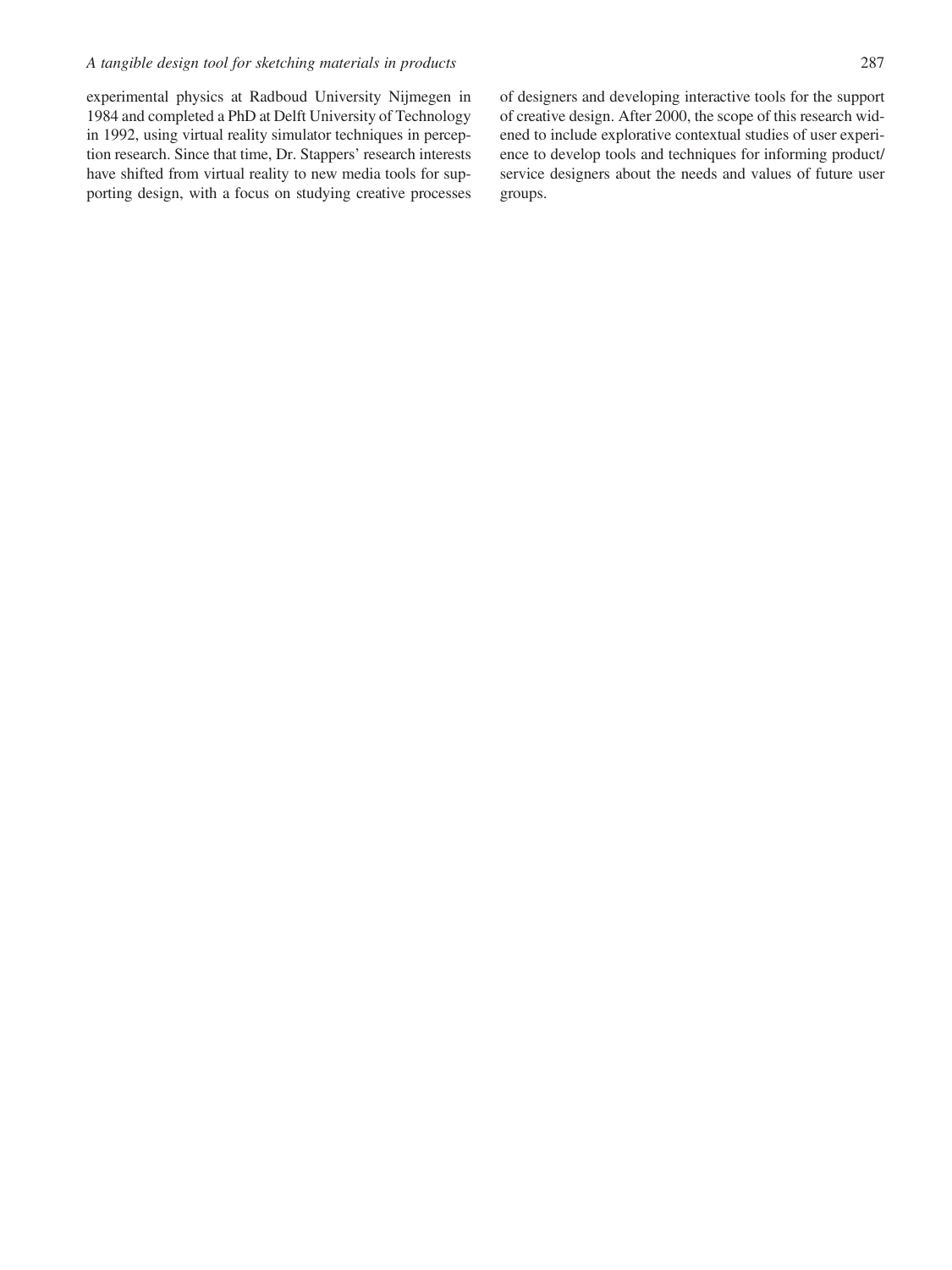experimental physics at Radboud University Nijmegen in 1984 and completed a PhD at Delft University of Technology in 1992, using virtual reality simulator techniques in perception research. Since that time, Dr. Stappers' research interests have shifted from virtual reality to new media tools for supporting design, with a focus on studying creative processes of designers and developing interactive tools for the support of creative design. After 2000, the scope of this research widened to include explorative contextual studies of user experience to develop tools and techniques for informing product/service designers about the needs and values of future user groups.